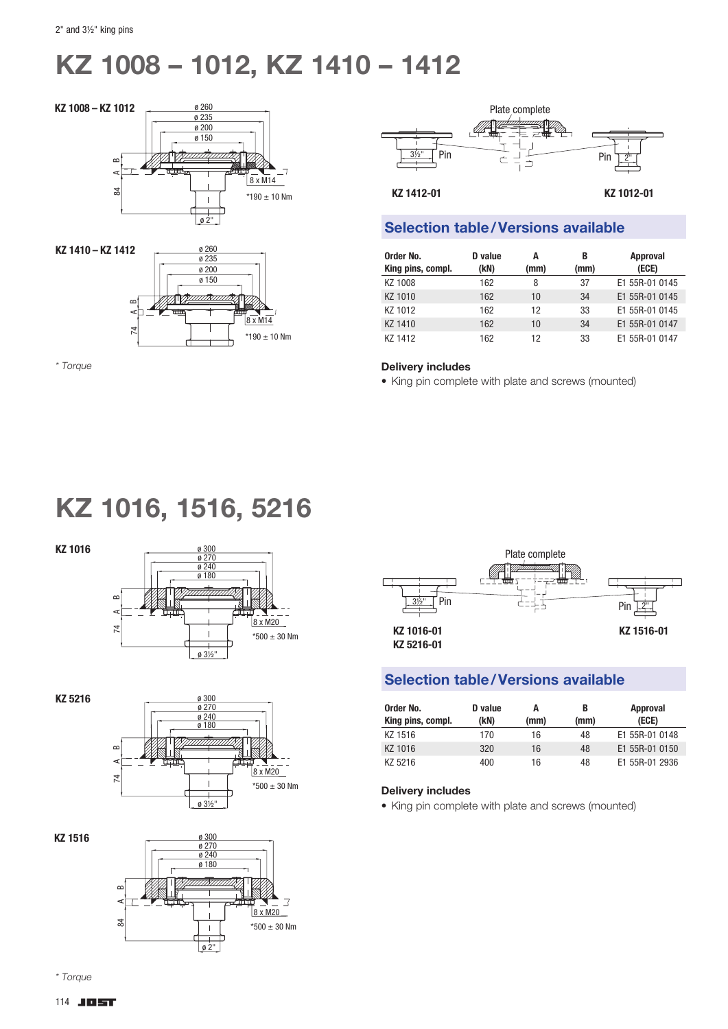2" and 3½" king pins

# KZ 1008 – 1012, KZ 1410 – 1412

**KZ 1008 – KZ 1012**

ø 260
ø 235
ø 200
ø 150
B
A
84
8 x M14
*190 ± 10 Nm
ø 2"

**KZ 1410 – KZ 1412**

ø 260
ø 235
ø 200
ø 150
B
A
74
8 x M14
*190 ± 10 Nm

*\* Torque*

Plate complete

3½" Pin

Pin 2"

**KZ 1412-01** **KZ 1012-01**

## Selection table / Versions available

| Order No. King pins, compl. | D value (kN) | A (mm) | B (mm) | Approval (ECE) |
|---|---|---|---|---|
| KZ 1008 | 162 | 8 | 37 | E1 55R-01 0145 |
| KZ 1010 | 162 | 10 | 34 | E1 55R-01 0145 |
| KZ 1012 | 162 | 12 | 33 | E1 55R-01 0145 |
| KZ 1410 | 162 | 10 | 34 | E1 55R-01 0147 |
| KZ 1412 | 162 | 12 | 33 | E1 55R-01 0147 |

**Delivery includes**

- King pin complete with plate and screws (mounted)

# KZ 1016, 1516, 5216

**KZ 1016**

ø 300
ø 270
ø 240
ø 180
B
A
74
8 x M20
*500 ± 30 Nm
ø 3½"

**KZ 5216**

ø 300
ø 270
ø 240
ø 180
B
A
74
8 x M20
*500 ± 30 Nm
ø 3½"

**KZ 1516**

ø 300
ø 270
ø 240
ø 180
B
A
84
8 x M20
*500 ± 30 Nm
ø 2"

*\* Torque*

Plate complete

3½" Pin

Pin 2"

**KZ 1016-01**
**KZ 5216-01**

**KZ 1516-01**

## Selection table / Versions available

| Order No. King pins, compl. | D value (kN) | A (mm) | B (mm) | Approval (ECE) |
|---|---|---|---|---|
| KZ 1516 | 170 | 16 | 48 | E1 55R-01 0148 |
| KZ 1016 | 320 | 16 | 48 | E1 55R-01 0150 |
| KZ 5216 | 400 | 16 | 48 | E1 55R-01 2936 |

**Delivery includes**

- King pin complete with plate and screws (mounted)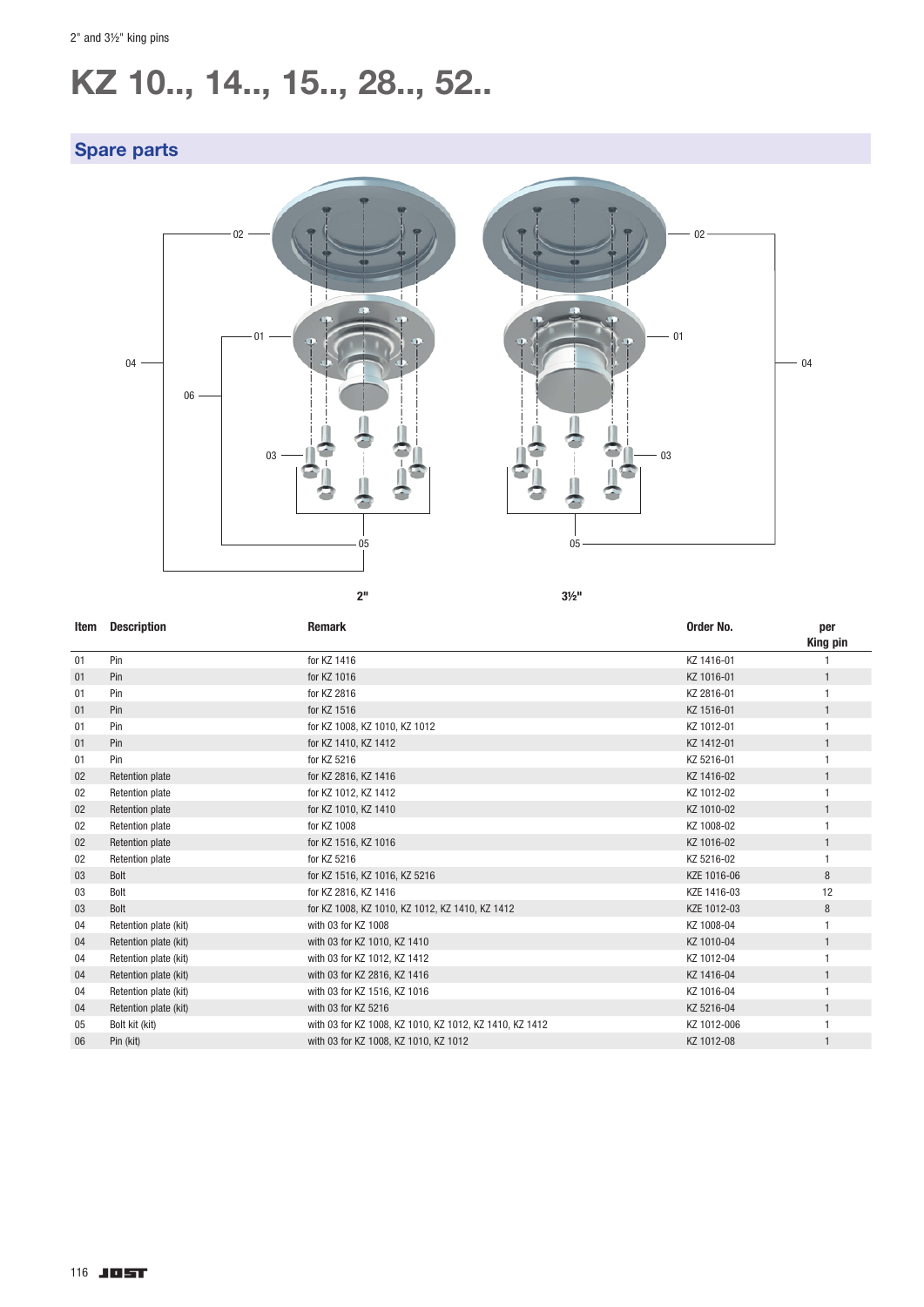2" and 3½" king pins

# KZ 10.., 14.., 15.., 28.., 52..

## Spare parts

02
01
04
06
03
05

2"

3½"

| Item | Description | Remark | Order No. | per King pin |
|---|---|---|---|---|
| 01 | Pin | for KZ 1416 | KZ 1416-01 | 1 |
| 01 | Pin | for KZ 1016 | KZ 1016-01 | 1 |
| 01 | Pin | for KZ 2816 | KZ 2816-01 | 1 |
| 01 | Pin | for KZ 1516 | KZ 1516-01 | 1 |
| 01 | Pin | for KZ 1008, KZ 1010, KZ 1012 | KZ 1012-01 | 1 |
| 01 | Pin | for KZ 1410, KZ 1412 | KZ 1412-01 | 1 |
| 01 | Pin | for KZ 5216 | KZ 5216-01 | 1 |
| 02 | Retention plate | for KZ 2816, KZ 1416 | KZ 1416-02 | 1 |
| 02 | Retention plate | for KZ 1012, KZ 1412 | KZ 1012-02 | 1 |
| 02 | Retention plate | for KZ 1010, KZ 1410 | KZ 1010-02 | 1 |
| 02 | Retention plate | for KZ 1008 | KZ 1008-02 | 1 |
| 02 | Retention plate | for KZ 1516, KZ 1016 | KZ 1016-02 | 1 |
| 02 | Retention plate | for KZ 5216 | KZ 5216-02 | 1 |
| 03 | Bolt | for KZ 1516, KZ 1016, KZ 5216 | KZE 1016-06 | 8 |
| 03 | Bolt | for KZ 2816, KZ 1416 | KZE 1416-03 | 12 |
| 03 | Bolt | for KZ 1008, KZ 1010, KZ 1012, KZ 1410, KZ 1412 | KZE 1012-03 | 8 |
| 04 | Retention plate (kit) | with 03 for KZ 1008 | KZ 1008-04 | 1 |
| 04 | Retention plate (kit) | with 03 for KZ 1010, KZ 1410 | KZ 1010-04 | 1 |
| 04 | Retention plate (kit) | with 03 for KZ 1012, KZ 1412 | KZ 1012-04 | 1 |
| 04 | Retention plate (kit) | with 03 for KZ 2816, KZ 1416 | KZ 1416-04 | 1 |
| 04 | Retention plate (kit) | with 03 for KZ 1516, KZ 1016 | KZ 1016-04 | 1 |
| 04 | Retention plate (kit) | with 03 for KZ 5216 | KZ 5216-04 | 1 |
| 05 | Bolt kit (kit) | with 03 for KZ 1008, KZ 1010, KZ 1012, KZ 1410, KZ 1412 | KZ 1012-006 | 1 |
| 06 | Pin (kit) | with 03 for KZ 1008, KZ 1010, KZ 1012 | KZ 1012-08 | 1 |